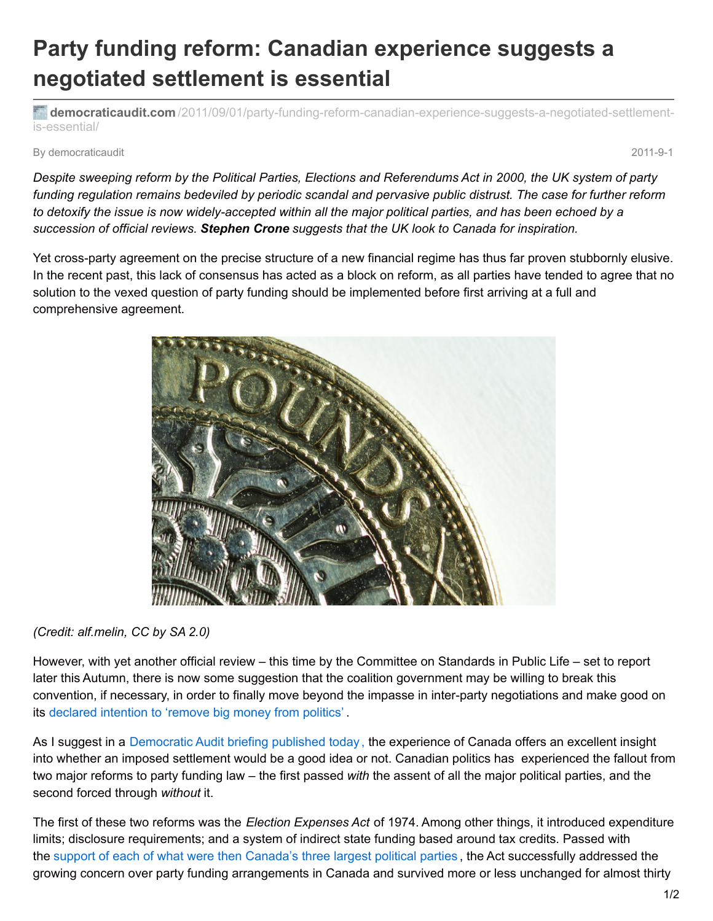# Party funding reform: Canadian experience suggests a negotiated settlement is essential

**democraticaudit.com**/2011/09/01/party-funding-reform-canadian-experience-suggests-a-negotiated-settlement-is-essential/

By democraticaudit 2011-9-1

*Despite sweeping reform by the Political Parties, Elections and Referendums Act in 2000, the UK system of party funding regulation remains bedeviled by periodic scandal and pervasive public distrust. The case for further reform to detoxify the issue is now widely-accepted within all the major political parties, and has been echoed by a succession of official reviews.* ***Stephen Crone*** *suggests that the UK look to Canada for inspiration.*

Yet cross-party agreement on the precise structure of a new financial regime has thus far proven stubbornly elusive. In the recent past, this lack of consensus has acted as a block on reform, as all parties have tended to agree that no solution to the vexed question of party funding should be implemented before first arriving at a full and comprehensive agreement.

*(Credit: alf.melin, CC by SA 2.0)*

However, with yet another official review – this time by the Committee on Standards in Public Life – set to report later this Autumn, there is now some suggestion that the coalition government may be willing to break this convention, if necessary, in order to finally move beyond the impasse in inter-party negotiations and make good on its declared intention to 'remove big money from politics'.

As I suggest in a Democratic Audit briefing published today, the experience of Canada offers an excellent insight into whether an imposed settlement would be a good idea or not. Canadian politics has experienced the fallout from two major reforms to party funding law – the first passed *with* the assent of all the major political parties, and the second forced through *without* it.

The first of these two reforms was the *Election Expenses Act* of 1974. Among other things, it introduced expenditure limits; disclosure requirements; and a system of indirect state funding based around tax credits. Passed with the support of each of what were then Canada's three largest political parties, the Act successfully addressed the growing concern over party funding arrangements in Canada and survived more or less unchanged for almost thirty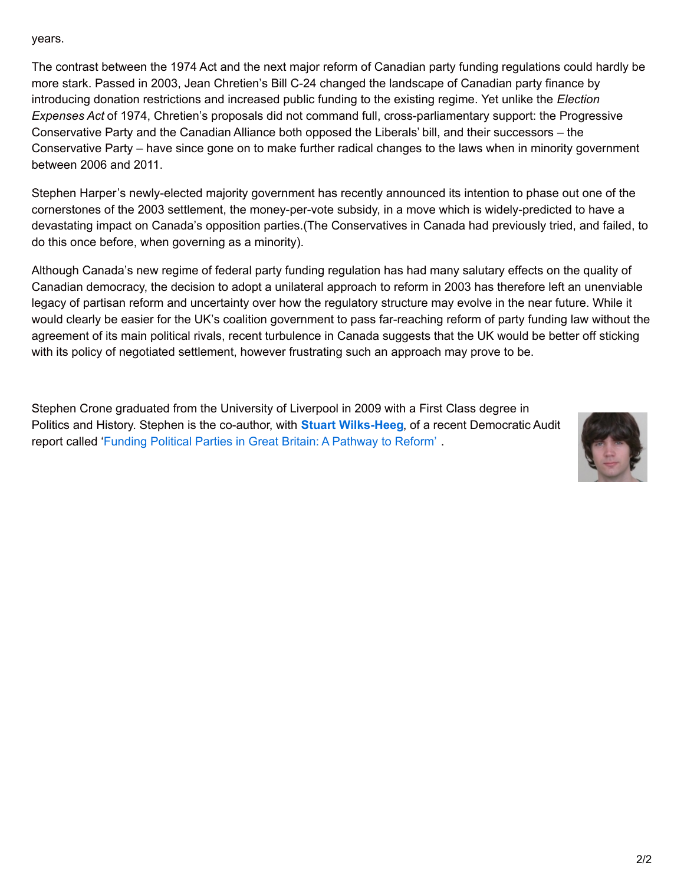years.

The contrast between the 1974 Act and the next major reform of Canadian party funding regulations could hardly be more stark. Passed in 2003, Jean Chretien's Bill C-24 changed the landscape of Canadian party finance by introducing donation restrictions and increased public funding to the existing regime. Yet unlike the *Election Expenses Act* of 1974, Chretien's proposals did not command full, cross-parliamentary support: the Progressive Conservative Party and the Canadian Alliance both opposed the Liberals' bill, and their successors – the Conservative Party – have since gone on to make further radical changes to the laws when in minority government between 2006 and 2011.

Stephen Harper's newly-elected majority government has recently announced its intention to phase out one of the cornerstones of the 2003 settlement, the money-per-vote subsidy, in a move which is widely-predicted to have a devastating impact on Canada's opposition parties.(The Conservatives in Canada had previously tried, and failed, to do this once before, when governing as a minority).

Although Canada's new regime of federal party funding regulation has had many salutary effects on the quality of Canadian democracy, the decision to adopt a unilateral approach to reform in 2003 has therefore left an unenviable legacy of partisan reform and uncertainty over how the regulatory structure may evolve in the near future. While it would clearly be easier for the UK's coalition government to pass far-reaching reform of party funding law without the agreement of its main political rivals, recent turbulence in Canada suggests that the UK would be better off sticking with its policy of negotiated settlement, however frustrating such an approach may prove to be.

Stephen Crone graduated from the University of Liverpool in 2009 with a First Class degree in Politics and History. Stephen is the co-author, with **Stuart Wilks-Heeg**, of a recent Democratic Audit report called 'Funding Political Parties in Great Britain: A Pathway to Reform' .